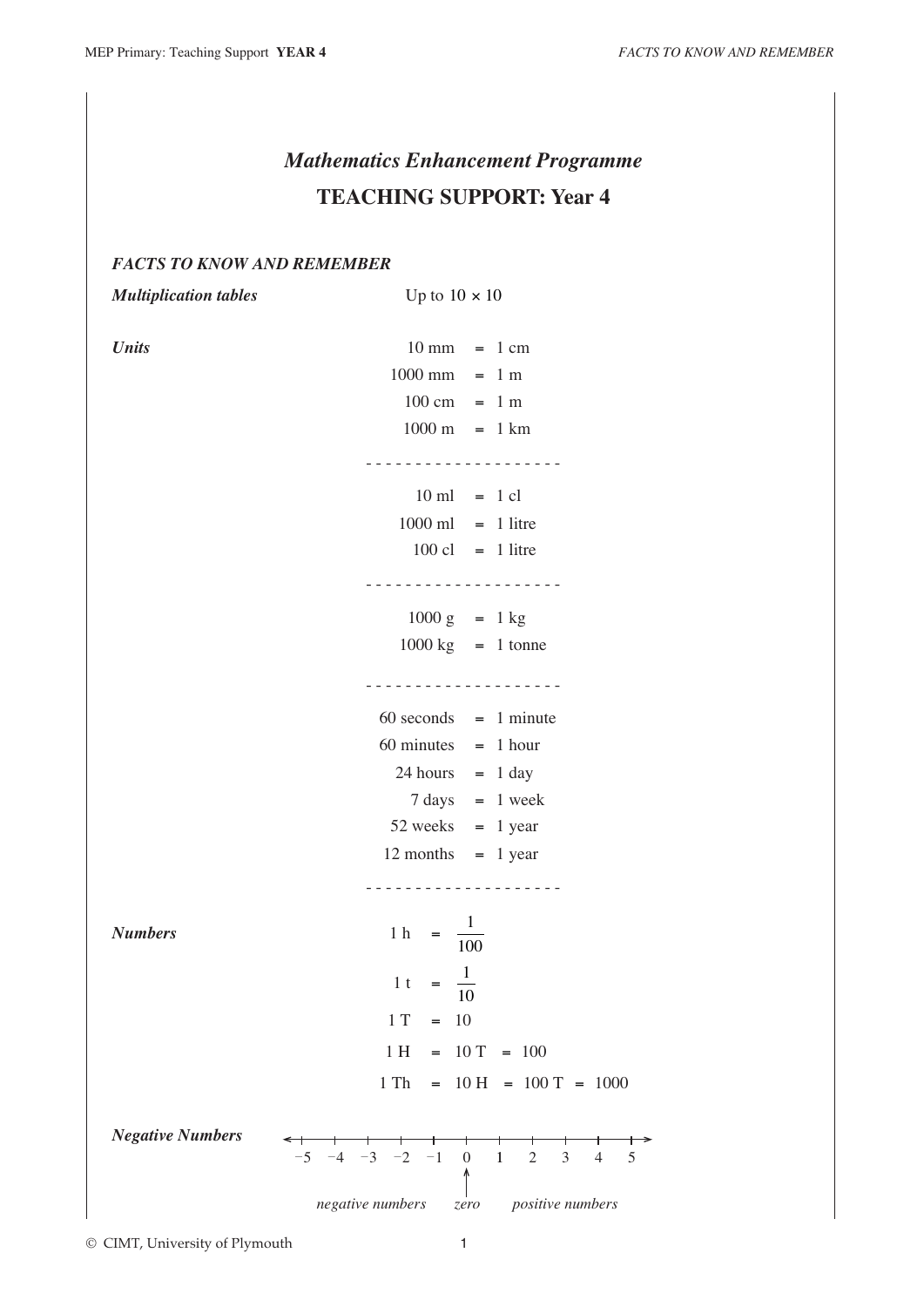# *Mathematics Enhancement Programme*

## TEACHING SUPPORT: Year 4

### *FACTS TO KNOW AND REMEMBER*

***Multiplication tables*** Up to $10 \times 10$

***Units***

10 mm = 1 cm
1000 mm = 1 m
100 cm = 1 m
1000 m = 1 km

- - - - - - - - - - - - - - - - - - - -

10 ml = 1 cl
1000 ml = 1 litre
100 cl = 1 litre

- - - - - - - - - - - - - - - - - - - -

1000 g = 1 kg
1000 kg = 1 tonne

- - - - - - - - - - - - - - - - - - - -

60 seconds = 1 minute
60 minutes = 1 hour
24 hours = 1 day
7 days = 1 week
52 weeks = 1 year
12 months = 1 year

- - - - - - - - - - - - - - - - - - - -

***Numbers***

$$1 \text{ h} = \frac{1}{100}$$

$$1 \text{ t} = \frac{1}{10}$$

$$1 \text{ T} = 10$$

$$1 \text{ H} = 10 \text{ T} = 100$$

$$1 \text{ Th} = 10 \text{ H} = 100 \text{ T} = 1000$$

***Negative Numbers***

−5 −4 −3 −2 −1 0 1 2 3 4 5

*negative numbers* *zero* *positive numbers*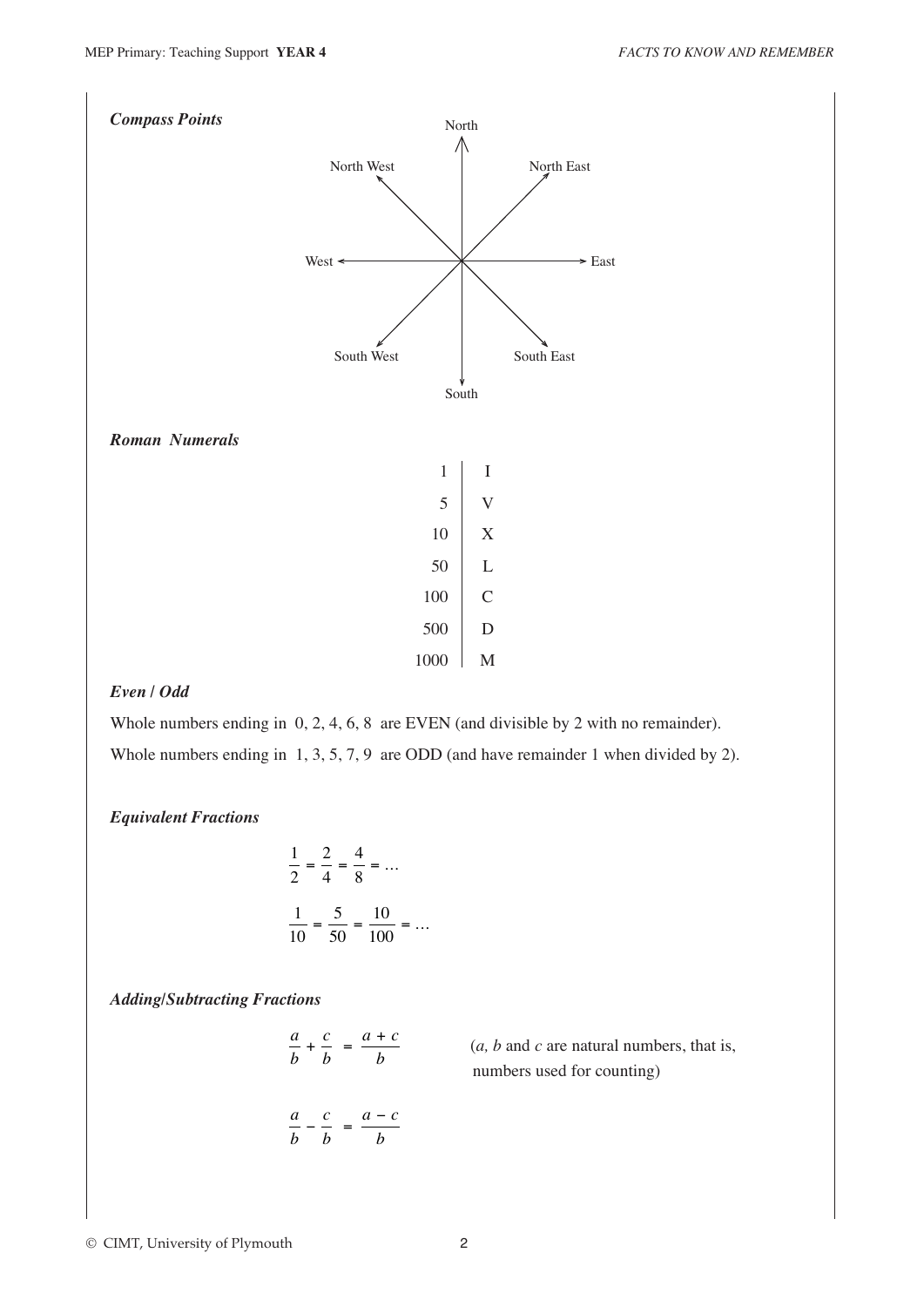***Compass Points***

North

North West — North East

West — East

South West — South East

South

***Roman Numerals***

| | |
|---|---|
| 1 | I |
| 5 | V |
| 10 | X |
| 50 | L |
| 100 | C |
| 500 | D |
| 1000 | M |

***Even / Odd***

Whole numbers ending in 0, 2, 4, 6, 8 are EVEN (and divisible by 2 with no remainder).

Whole numbers ending in 1, 3, 5, 7, 9 are ODD (and have remainder 1 when divided by 2).

***Equivalent Fractions***

$$\frac{1}{2} = \frac{2}{4} = \frac{4}{8} = \ldots$$

$$\frac{1}{10} = \frac{5}{50} = \frac{10}{100} = \ldots$$

***Adding/Subtracting Fractions***

$$\frac{a}{b} + \frac{c}{b} = \frac{a+c}{b}$$

($a$, $b$ and $c$ are natural numbers, that is, numbers used for counting)

$$\frac{a}{b} - \frac{c}{b} = \frac{a-c}{b}$$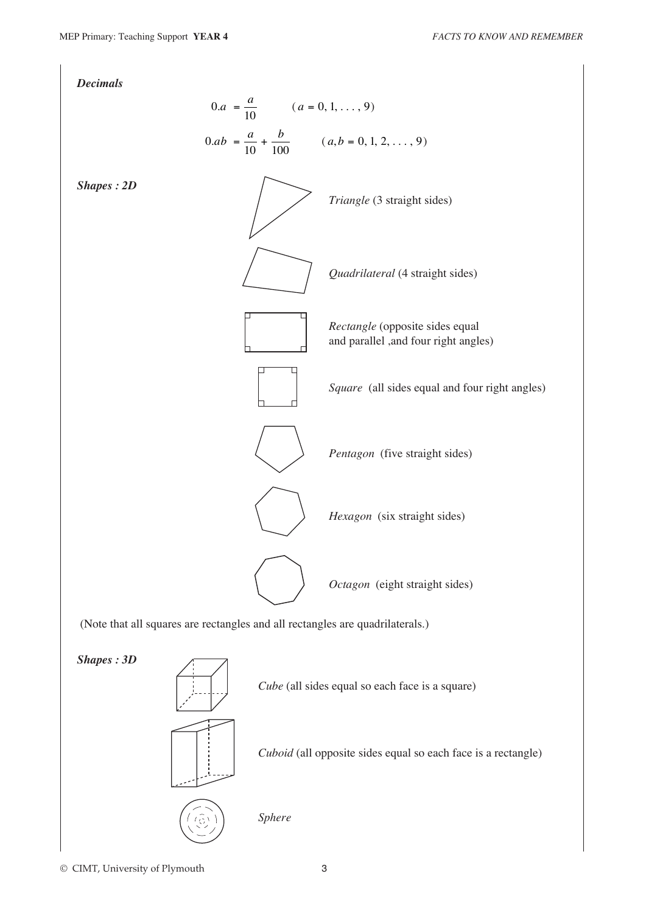***Decimals***

$$0.a = \frac{a}{10} \qquad (a = 0, 1, \ldots, 9)$$

$$0.ab = \frac{a}{10} + \frac{b}{100} \qquad (a, b = 0, 1, 2, \ldots, 9)$$

***Shapes : 2D***

*Triangle* (3 straight sides)

*Quadrilateral* (4 straight sides)

*Rectangle* (opposite sides equal and parallel ,and four right angles)

*Square* (all sides equal and four right angles)

*Pentagon* (five straight sides)

*Hexagon* (six straight sides)

*Octagon* (eight straight sides)

(Note that all squares are rectangles and all rectangles are quadrilaterals.)

***Shapes : 3D***

*Cube* (all sides equal so each face is a square)

*Cuboid* (all opposite sides equal so each face is a rectangle)

*Sphere*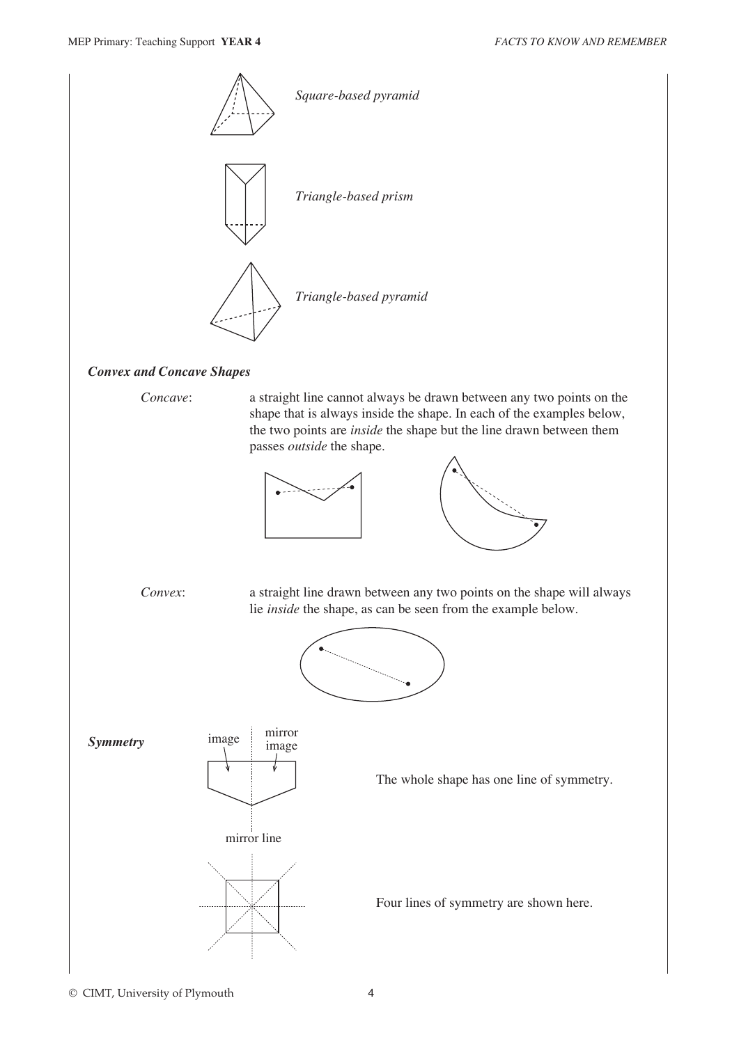*Square-based pyramid*

*Triangle-based prism*

*Triangle-based pyramid*

***Convex and Concave Shapes***

*Concave*: a straight line cannot always be drawn between any two points on the shape that is always inside the shape. In each of the examples below, the two points are *inside* the shape but the line drawn between them passes *outside* the shape.

*Convex*: a straight line drawn between any two points on the shape will always lie *inside* the shape, as can be seen from the example below.

***Symmetry***

image

mirror image

mirror line

The whole shape has one line of symmetry.

Four lines of symmetry are shown here.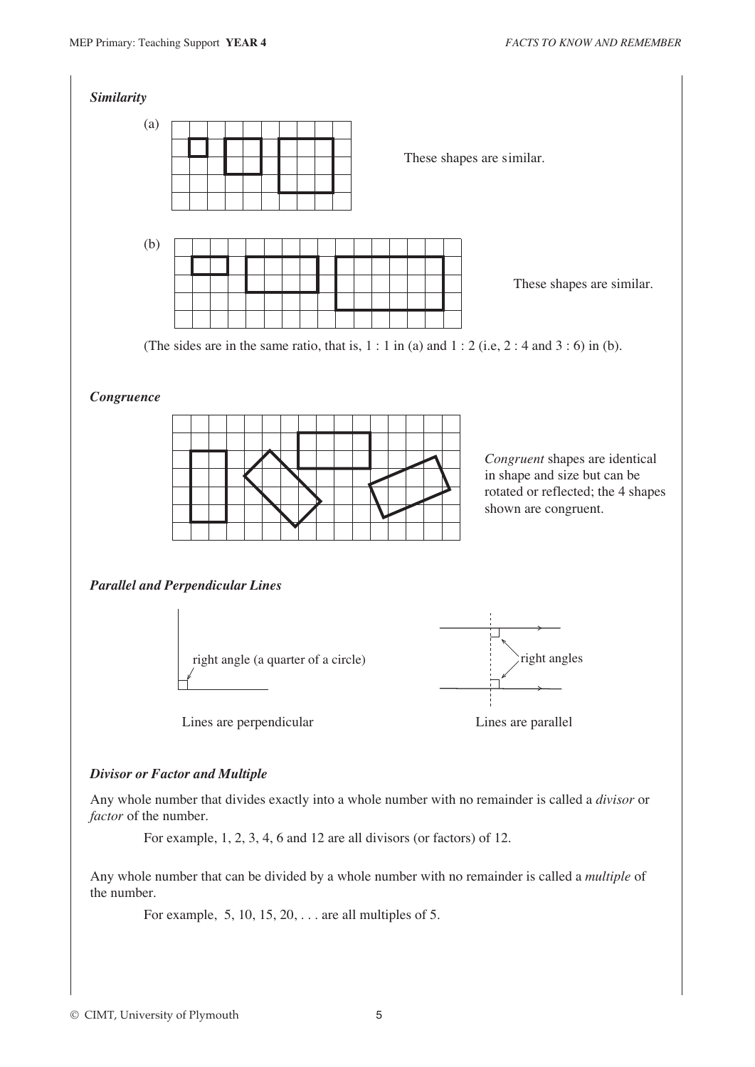***Similarity***

(a)

These shapes are similar.

(b)

These shapes are similar.

(The sides are in the same ratio, that is, 1 : 1 in (a) and 1 : 2 (i.e, 2 : 4 and 3 : 6) in (b).

***Congruence***

*Congruent* shapes are identical in shape and size but can be rotated or reflected; the 4 shapes shown are congruent.

***Parallel and Perpendicular Lines***

right angle (a quarter of a circle)

Lines are perpendicular

right angles

Lines are parallel

***Divisor or Factor and Multiple***

Any whole number that divides exactly into a whole number with no remainder is called a *divisor* or *factor* of the number.

For example, 1, 2, 3, 4, 6 and 12 are all divisors (or factors) of 12.

Any whole number that can be divided by a whole number with no remainder is called a *multiple* of the number.

For example, 5, 10, 15, 20, . . . are all multiples of 5.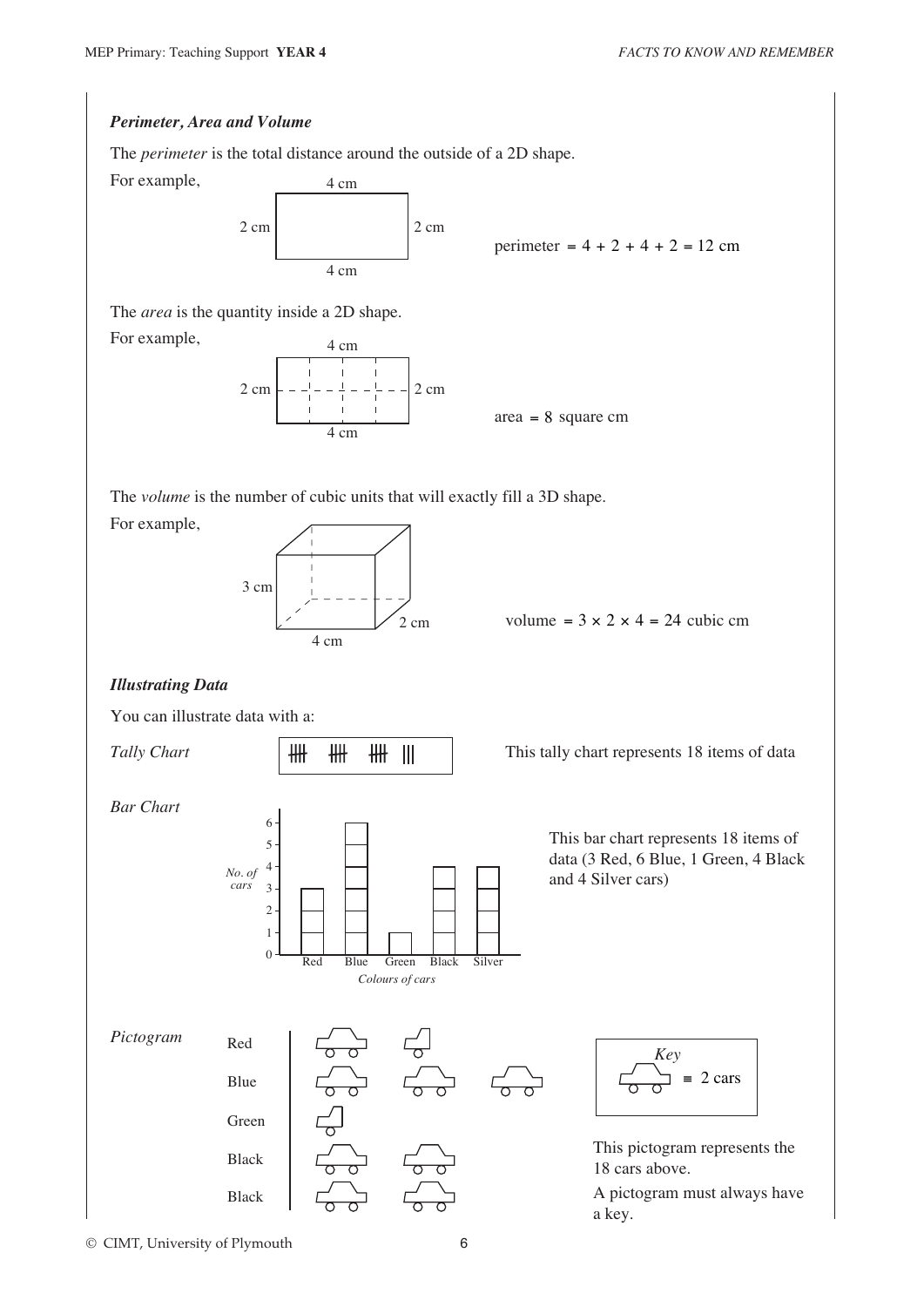### *Perimeter, Area and Volume*

The *perimeter* is the total distance around the outside of a 2D shape.

For example,

4 cm

2 cm  2 cm

4 cm

perimeter $= 4 + 2 + 4 + 2 = 12$ cm

The *area* is the quantity inside a 2D shape.

For example,

4 cm

2 cm  2 cm

4 cm

area $= 8$ square cm

The *volume* is the number of cubic units that will exactly fill a 3D shape.

For example,

3 cm

4 cm  2 cm

volume $= 3 \times 2 \times 4 = 24$ cubic cm

### *Illustrating Data*

You can illustrate data with a:

*Tally Chart*

卌 卌 卌 |||

This tally chart represents 18 items of data

*Bar Chart*

| *Colours of cars* | Red | Blue | Green | Black | Silver |
|---|---|---|---|---|---|
| *No. of cars* | 3 | 6 | 1 | 4 | 4 |

This bar chart represents 18 items of data (3 Red, 6 Blue, 1 Green, 4 Black and 4 Silver cars)

*Pictogram*

Red, Blue, Green, Black, Black

*Key*: 1 car symbol ≡ 2 cars

This pictogram represents the 18 cars above.

A pictogram must always have a key.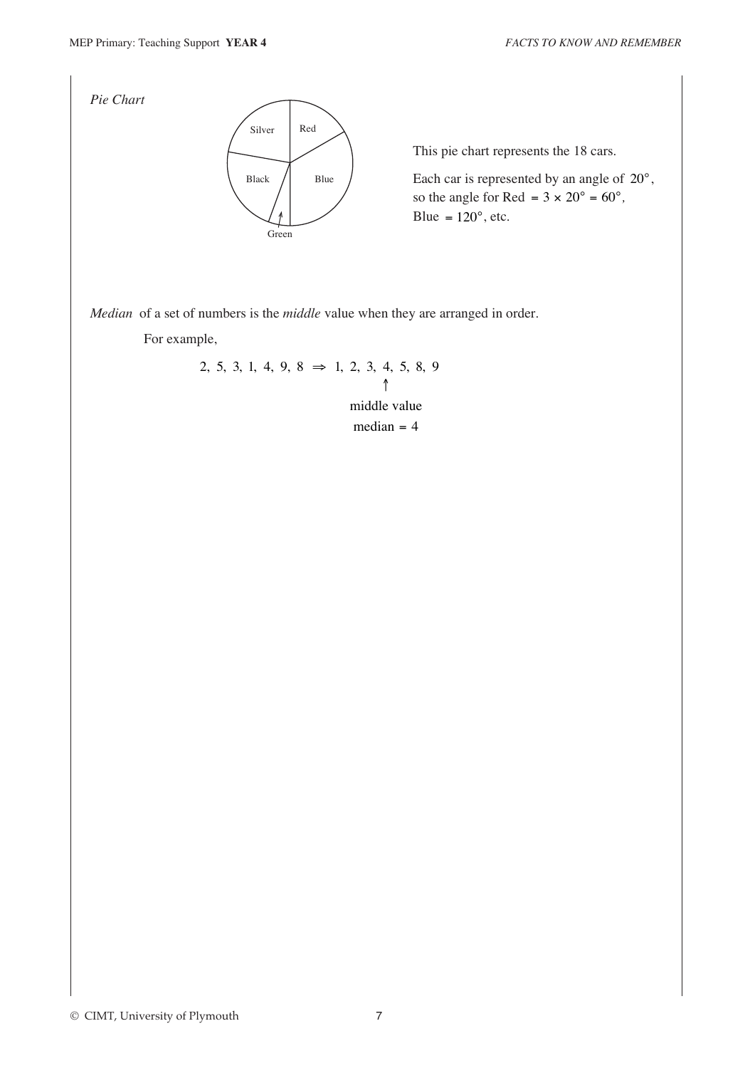*Pie Chart*

Silver
Red
Black
Blue
Green

This pie chart represents the 18 cars.

Each car is represented by an angle of $20°$, so the angle for Red $= 3 \times 20° = 60°$, Blue $= 120°$, etc.

*Median* of a set of numbers is the *middle* value when they are arranged in order.

For example,

$$2,\ 5,\ 3,\ 1,\ 4,\ 9,\ 8 \ \Rightarrow\ 1,\ 2,\ 3,\ 4,\ 5,\ 8,\ 9$$

↑ middle value

median $= 4$